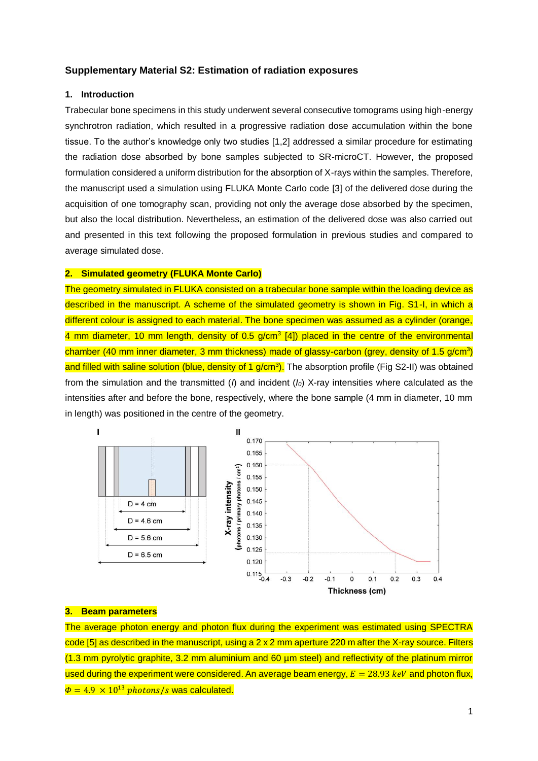**Supplementary Material S2: Estimation of radiation exposures**

## 1. Introduction

Trabecular bone specimens in this study underwent several consecutive tomograms using high-energy synchrotron radiation, which resulted in a progressive radiation dose accumulation within the bone tissue. To the author's knowledge only two studies [1,2] addressed a similar procedure for estimating the radiation dose absorbed by bone samples subjected to SR-microCT. However, the proposed formulation considered a uniform distribution for the absorption of X-rays within the samples. Therefore, the manuscript used a simulation using FLUKA Monte Carlo code [3] of the delivered dose during the acquisition of one tomography scan, providing not only the average dose absorbed by the specimen, but also the local distribution. Nevertheless, an estimation of the delivered dose was also carried out and presented in this text following the proposed formulation in previous studies and compared to average simulated dose.

## 2. Simulated geometry (FLUKA Monte Carlo)

The geometry simulated in FLUKA consisted on a trabecular bone sample within the loading device as described in the manuscript. A scheme of the simulated geometry is shown in Fig. S1-I, in which a different colour is assigned to each material. The bone specimen was assumed as a cylinder (orange, 4 mm diameter, 10 mm length, density of 0.5 g/cm$^3$ [4]) placed in the centre of the environmental chamber (40 mm inner diameter, 3 mm thickness) made of glassy-carbon (grey, density of 1.5 g/cm$^3$) and filled with saline solution (blue, density of 1 g/cm$^3$). The absorption profile (Fig S2-II) was obtained from the simulation and the transmitted ($I$) and incident ($I_0$) X-ray intensities where calculated as the intensities after and before the bone, respectively, where the bone sample (4 mm in diameter, 10 mm in length) was positioned in the centre of the geometry.

## 3. Beam parameters

The average photon energy and photon flux during the experiment was estimated using SPECTRA code [5] as described in the manuscript, using a 2 x 2 mm aperture 220 m after the X-ray source. Filters (1.3 mm pyrolytic graphite, 3.2 mm aluminium and 60 µm steel) and reflectivity of the platinum mirror used during the experiment were considered. An average beam energy, $E = 28.93\ keV$ and photon flux, $\Phi = 4.9 \times 10^{13}\ photons/s$ was calculated.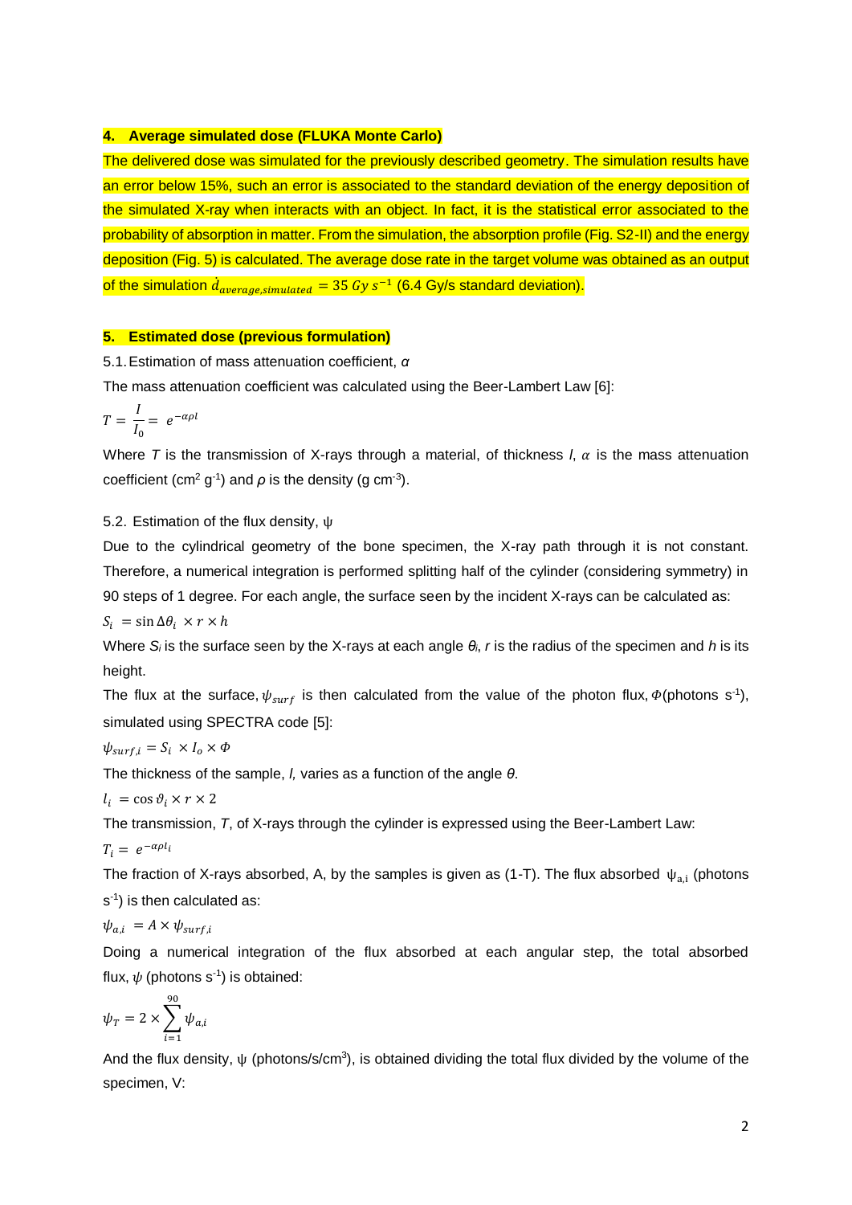## 4. Average simulated dose (FLUKA Monte Carlo)

The delivered dose was simulated for the previously described geometry. The simulation results have an error below 15%, such an error is associated to the standard deviation of the energy deposition of the simulated X-ray when interacts with an object. In fact, it is the statistical error associated to the probability of absorption in matter. From the simulation, the absorption profile (Fig. S2-II) and the energy deposition (Fig. 5) is calculated. The average dose rate in the target volume was obtained as an output of the simulation $\dot{d}_{average,simulated} = 35\ Gy\ s^{-1}$ (6.4 Gy/s standard deviation).

## 5. Estimated dose (previous formulation)

5.1. Estimation of mass attenuation coefficient, $\alpha$

The mass attenuation coefficient was calculated using the Beer-Lambert Law [6]:

$$T = \frac{I}{I_0} = e^{-\alpha \rho l}$$

Where $T$ is the transmission of X-rays through a material, of thickness $l$, $\alpha$ is the mass attenuation coefficient ($cm^2\ g^{-1}$) and $\rho$ is the density ($g\ cm^{-3}$).

5.2. Estimation of the flux density, $\psi$

Due to the cylindrical geometry of the bone specimen, the X-ray path through it is not constant. Therefore, a numerical integration is performed splitting half of the cylinder (considering symmetry) in 90 steps of 1 degree. For each angle, the surface seen by the incident X-rays can be calculated as:

$$S_i = \sin \Delta\theta_i \times r \times h$$

Where $S_i$ is the surface seen by the X-rays at each angle $\theta_i$, $r$ is the radius of the specimen and $h$ is its height.

The flux at the surface, $\psi_{surf}$ is then calculated from the value of the photon flux, $\Phi$(photons $s^{-1}$), simulated using SPECTRA code [5]:

$$\psi_{surf,i} = S_i \times I_o \times \Phi$$

The thickness of the sample, $l$, varies as a function of the angle $\theta$.

$$l_i = \cos \vartheta_i \times r \times 2$$

The transmission, $T$, of X-rays through the cylinder is expressed using the Beer-Lambert Law:

$$T_i = e^{-\alpha \rho l_i}$$

The fraction of X-rays absorbed, A, by the samples is given as (1-T). The flux absorbed $\psi_{a,i}$ (photons $s^{-1}$) is then calculated as:

$$\psi_{a,i} = A \times \psi_{surf,i}$$

Doing a numerical integration of the flux absorbed at each angular step, the total absorbed flux, $\psi$ (photons $s^{-1}$) is obtained:

$$\psi_T = 2 \times \sum_{i=1}^{90} \psi_{a,i}$$

And the flux density, $\psi$ (photons/s/$cm^3$), is obtained dividing the total flux divided by the volume of the specimen, V: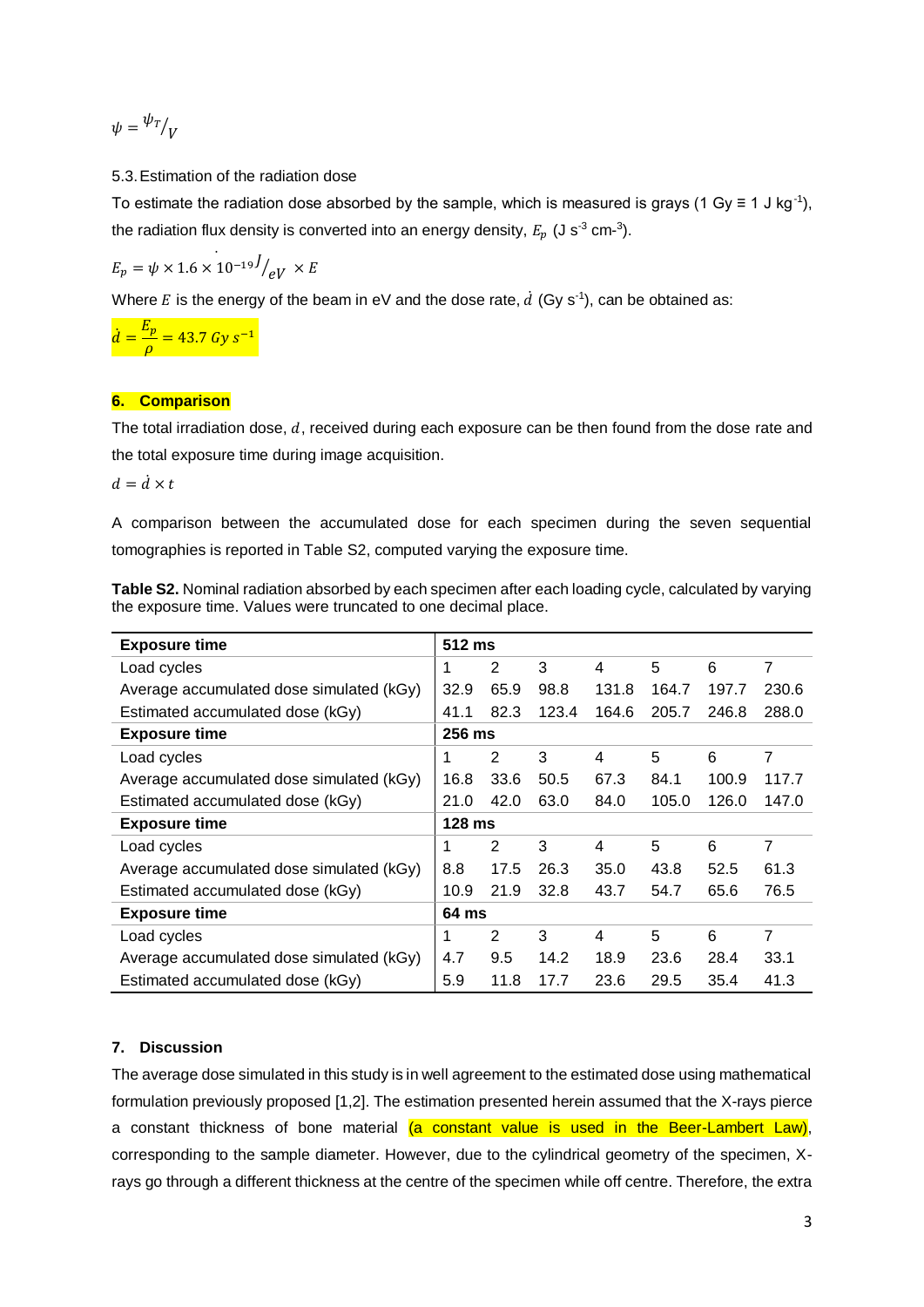$$\psi = {}^{\psi_T}/_{V}$$

## 5.3. Estimation of the radiation dose

To estimate the radiation dose absorbed by the sample, which is measured is grays (1 Gy ≡ 1 J kg$^{-1}$), the radiation flux density is converted into an energy density, $E_p$ (J s$^{-3}$ cm-$^3$).

$$E_p = \psi \times 1.6 \times 10^{-19} {}^{J}/_{eV} \times E$$

Where $E$ is the energy of the beam in eV and the dose rate, $\dot{d}$ (Gy s$^{-1}$), can be obtained as:

$$\dot{d} = \frac{E_p}{\rho} = 43.7\ Gy\ s^{-1}$$

## 6. Comparison

The total irradiation dose, $d$, received during each exposure can be then found from the dose rate and the total exposure time during image acquisition.

$$d = \dot{d} \times t$$

A comparison between the accumulated dose for each specimen during the seven sequential tomographies is reported in Table S2, computed varying the exposure time.

**Table S2.** Nominal radiation absorbed by each specimen after each loading cycle, calculated by varying the exposure time. Values were truncated to one decimal place.

| **Exposure time** | **512 ms** | | | | | | |
|---|---|---|---|---|---|---|---|
| Load cycles | 1 | 2 | 3 | 4 | 5 | 6 | 7 |
| Average accumulated dose simulated (kGy) | 32.9 | 65.9 | 98.8 | 131.8 | 164.7 | 197.7 | 230.6 |
| Estimated accumulated dose (kGy) | 41.1 | 82.3 | 123.4 | 164.6 | 205.7 | 246.8 | 288.0 |
| **Exposure time** | **256 ms** | | | | | | |
| Load cycles | 1 | 2 | 3 | 4 | 5 | 6 | 7 |
| Average accumulated dose simulated (kGy) | 16.8 | 33.6 | 50.5 | 67.3 | 84.1 | 100.9 | 117.7 |
| Estimated accumulated dose (kGy) | 21.0 | 42.0 | 63.0 | 84.0 | 105.0 | 126.0 | 147.0 |
| **Exposure time** | **128 ms** | | | | | | |
| Load cycles | 1 | 2 | 3 | 4 | 5 | 6 | 7 |
| Average accumulated dose simulated (kGy) | 8.8 | 17.5 | 26.3 | 35.0 | 43.8 | 52.5 | 61.3 |
| Estimated accumulated dose (kGy) | 10.9 | 21.9 | 32.8 | 43.7 | 54.7 | 65.6 | 76.5 |
| **Exposure time** | **64 ms** | | | | | | |
| Load cycles | 1 | 2 | 3 | 4 | 5 | 6 | 7 |
| Average accumulated dose simulated (kGy) | 4.7 | 9.5 | 14.2 | 18.9 | 23.6 | 28.4 | 33.1 |
| Estimated accumulated dose (kGy) | 5.9 | 11.8 | 17.7 | 23.6 | 29.5 | 35.4 | 41.3 |

## 7. Discussion

The average dose simulated in this study is in well agreement to the estimated dose using mathematical formulation previously proposed [1,2]. The estimation presented herein assumed that the X-rays pierce a constant thickness of bone material (a constant value is used in the Beer-Lambert Law), corresponding to the sample diameter. However, due to the cylindrical geometry of the specimen, X-rays go through a different thickness at the centre of the specimen while off centre. Therefore, the extra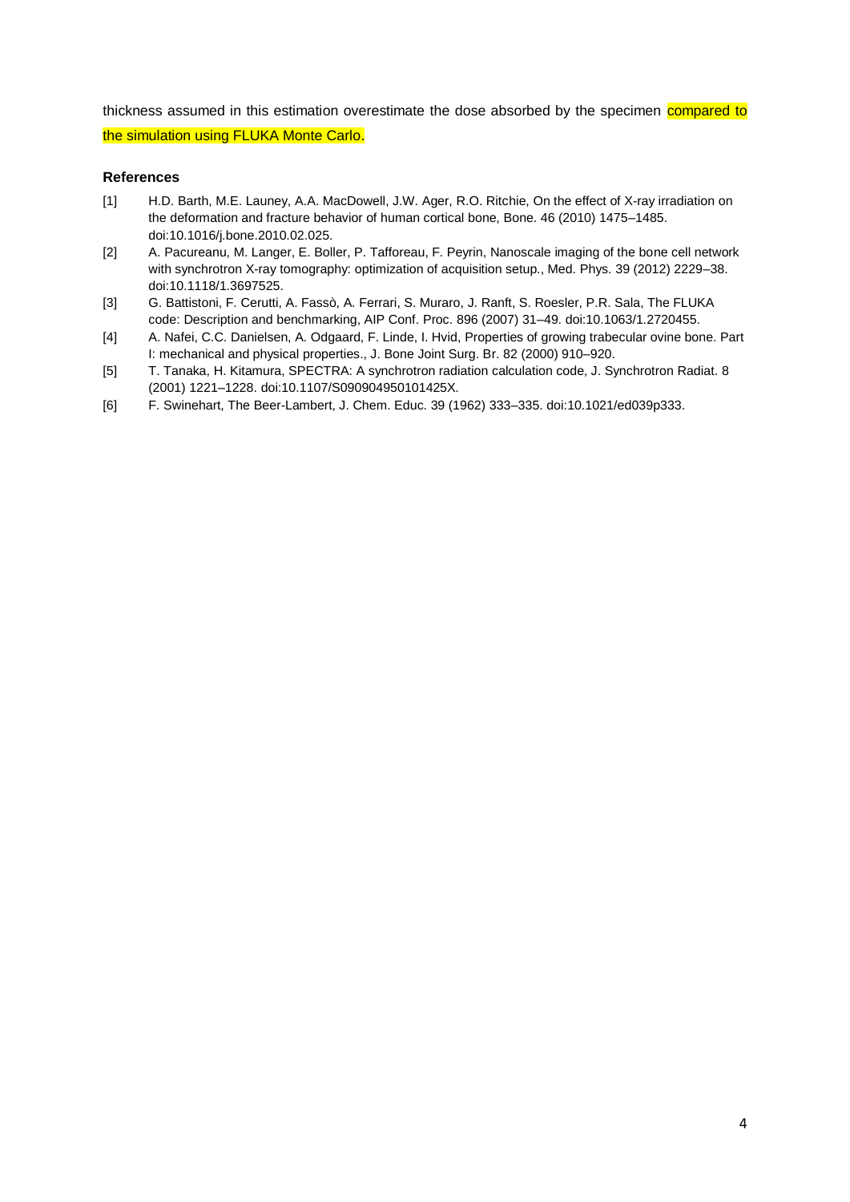thickness assumed in this estimation overestimate the dose absorbed by the specimen compared to the simulation using FLUKA Monte Carlo.

**References**

[1] H.D. Barth, M.E. Launey, A.A. MacDowell, J.W. Ager, R.O. Ritchie, On the effect of X-ray irradiation on the deformation and fracture behavior of human cortical bone, Bone. 46 (2010) 1475–1485. doi:10.1016/j.bone.2010.02.025.

[2] A. Pacureanu, M. Langer, E. Boller, P. Tafforeau, F. Peyrin, Nanoscale imaging of the bone cell network with synchrotron X-ray tomography: optimization of acquisition setup., Med. Phys. 39 (2012) 2229–38. doi:10.1118/1.3697525.

[3] G. Battistoni, F. Cerutti, A. Fassò, A. Ferrari, S. Muraro, J. Ranft, S. Roesler, P.R. Sala, The FLUKA code: Description and benchmarking, AIP Conf. Proc. 896 (2007) 31–49. doi:10.1063/1.2720455.

[4] A. Nafei, C.C. Danielsen, A. Odgaard, F. Linde, I. Hvid, Properties of growing trabecular ovine bone. Part I: mechanical and physical properties., J. Bone Joint Surg. Br. 82 (2000) 910–920.

[5] T. Tanaka, H. Kitamura, SPECTRA: A synchrotron radiation calculation code, J. Synchrotron Radiat. 8 (2001) 1221–1228. doi:10.1107/S090904950101425X.

[6] F. Swinehart, The Beer-Lambert, J. Chem. Educ. 39 (1962) 333–335. doi:10.1021/ed039p333.